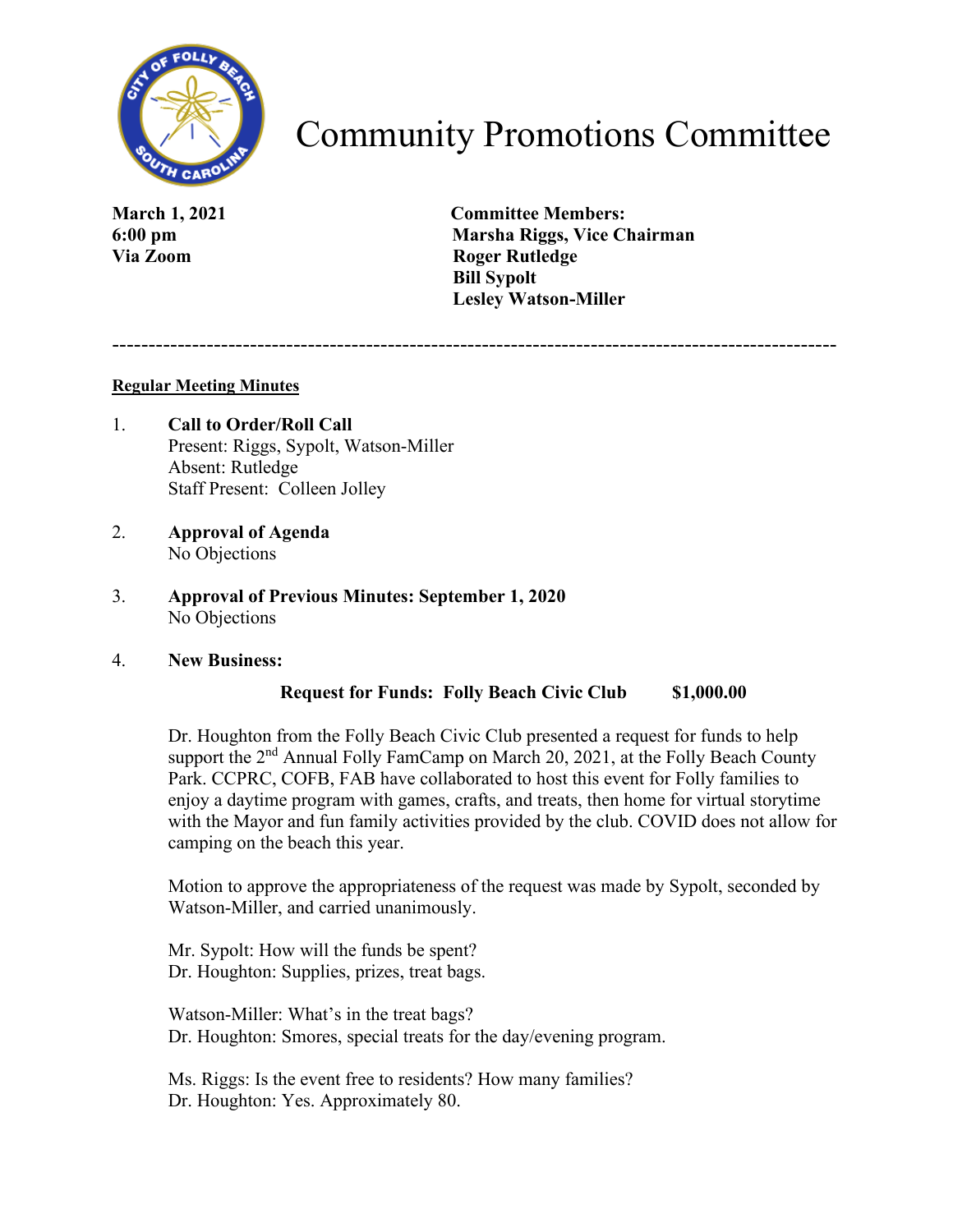# Community Promotions Committee

**March 1, 2021**
**6:00 pm**
**Via Zoom**

**Committee Members:**
**Marsha Riggs, Vice Chairman**
**Roger Rutledge**
**Bill Sypolt**
**Lesley Watson-Miller**

---

**Regular Meeting Minutes**

1. **Call to Order/Roll Call**
   Present: Riggs, Sypolt, Watson-Miller
   Absent: Rutledge
   Staff Present: Colleen Jolley

2. **Approval of Agenda**
   No Objections

3. **Approval of Previous Minutes: September 1, 2020**
   No Objections

4. **New Business:**

   **Request for Funds: Folly Beach Civic Club $1,000.00**

   Dr. Houghton from the Folly Beach Civic Club presented a request for funds to help support the 2nd Annual Folly FamCamp on March 20, 2021, at the Folly Beach County Park. CCPRC, COFB, FAB have collaborated to host this event for Folly families to enjoy a daytime program with games, crafts, and treats, then home for virtual storytime with the Mayor and fun family activities provided by the club. COVID does not allow for camping on the beach this year.

   Motion to approve the appropriateness of the request was made by Sypolt, seconded by Watson-Miller, and carried unanimously.

   Mr. Sypolt: How will the funds be spent?
   Dr. Houghton: Supplies, prizes, treat bags.

   Watson-Miller: What's in the treat bags?
   Dr. Houghton: Smores, special treats for the day/evening program.

   Ms. Riggs: Is the event free to residents? How many families?
   Dr. Houghton: Yes. Approximately 80.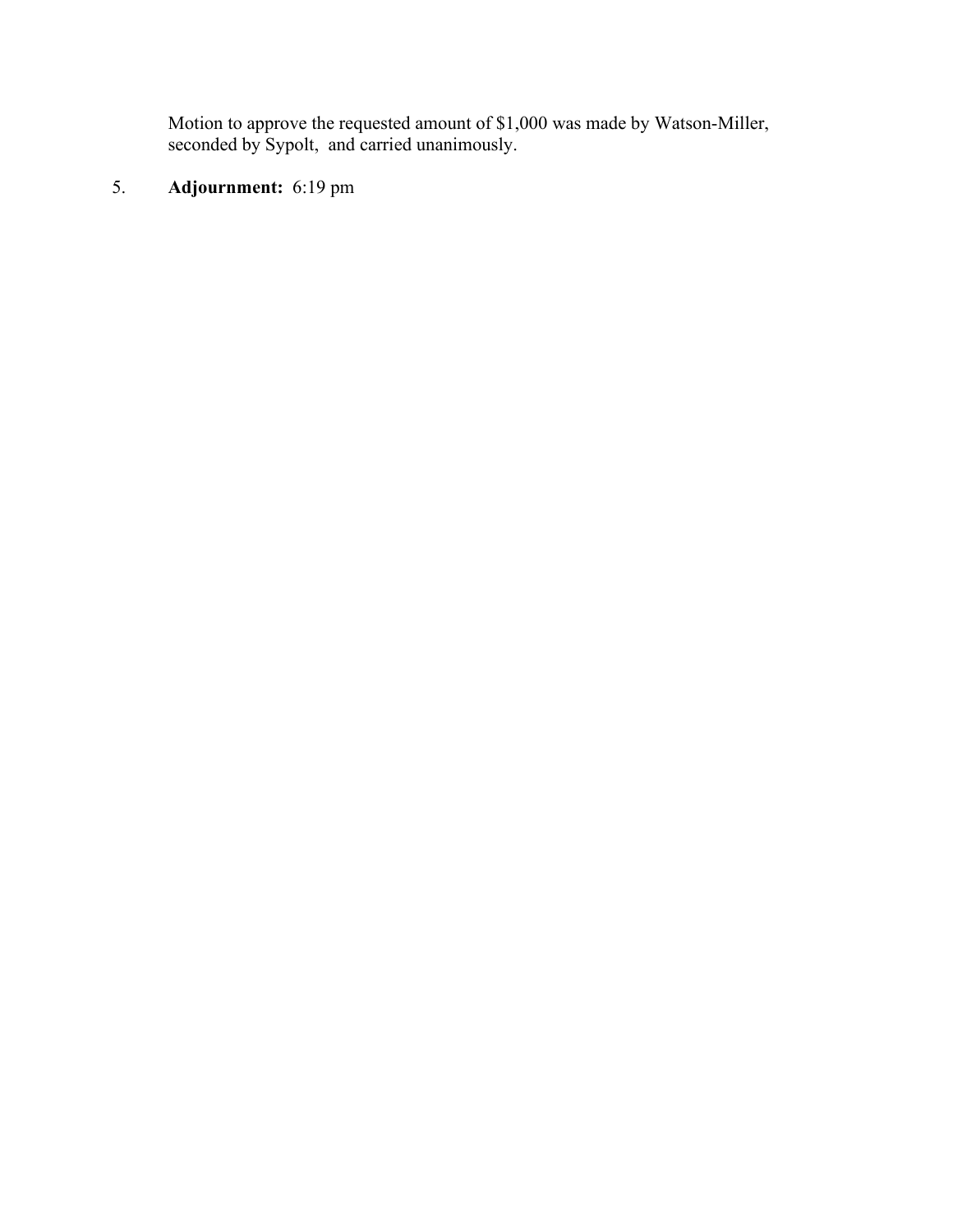Motion to approve the requested amount of $1,000 was made by Watson-Miller, seconded by Sypolt, and carried unanimously.

5. **Adjournment:** 6:19 pm